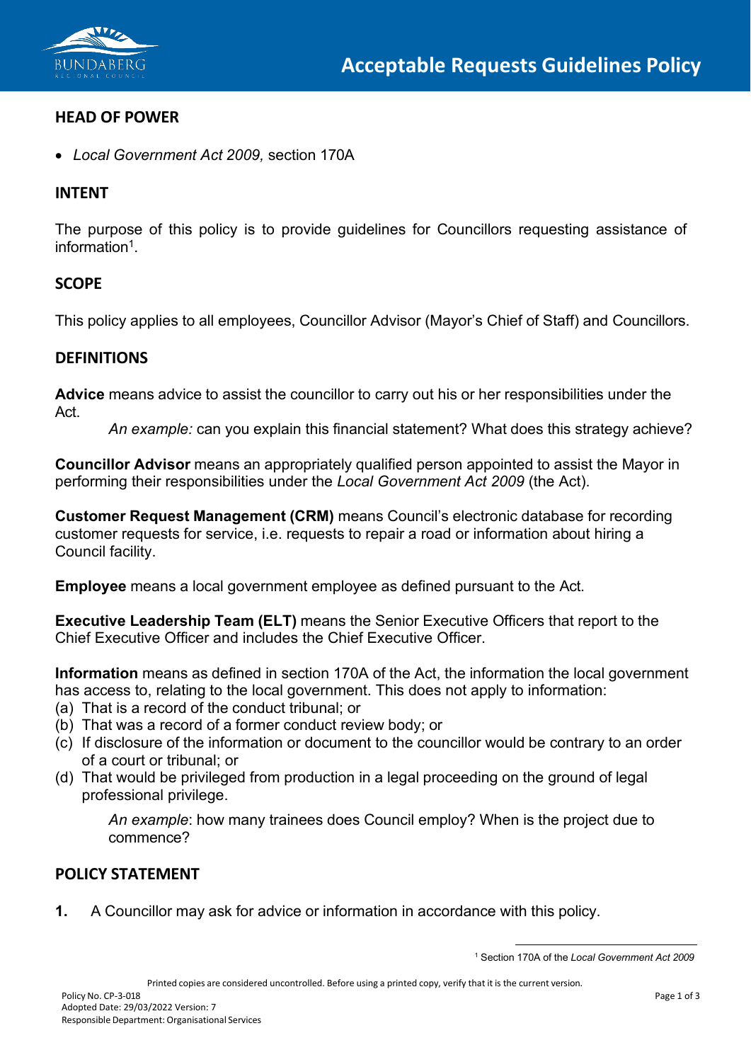# Acceptable Requests Guidelines Policy

## HEAD OF POWER

- *Local Government Act 2009,* section 170A

## INTENT

The purpose of this policy is to provide guidelines for Councillors requesting assistance of information[1].

## SCOPE

This policy applies to all employees, Councillor Advisor (Mayor's Chief of Staff) and Councillors.

## DEFINITIONS

**Advice** means advice to assist the councillor to carry out his or her responsibilities under the Act.

> *An example:* can you explain this financial statement? What does this strategy achieve?

**Councillor Advisor** means an appropriately qualified person appointed to assist the Mayor in performing their responsibilities under the *Local Government Act 2009* (the Act).

**Customer Request Management (CRM)** means Council's electronic database for recording customer requests for service, i.e. requests to repair a road or information about hiring a Council facility.

**Employee** means a local government employee as defined pursuant to the Act.

**Executive Leadership Team (ELT)** means the Senior Executive Officers that report to the Chief Executive Officer and includes the Chief Executive Officer.

**Information** means as defined in section 170A of the Act, the information the local government has access to, relating to the local government. This does not apply to information:

(a) That is a record of the conduct tribunal; or
(b) That was a record of a former conduct review body; or
(c) If disclosure of the information or document to the councillor would be contrary to an order of a court or tribunal; or
(d) That would be privileged from production in a legal proceeding on the ground of legal professional privilege.

> *An example*: how many trainees does Council employ? When is the project due to commence?

## POLICY STATEMENT

**1.** A Councillor may ask for advice or information in accordance with this policy.

[1] Section 170A of the *Local Government Act 2009*

Policy No. CP-3-018
Adopted Date: 29/03/2022 Version: 7
Responsible Department: Organisational Services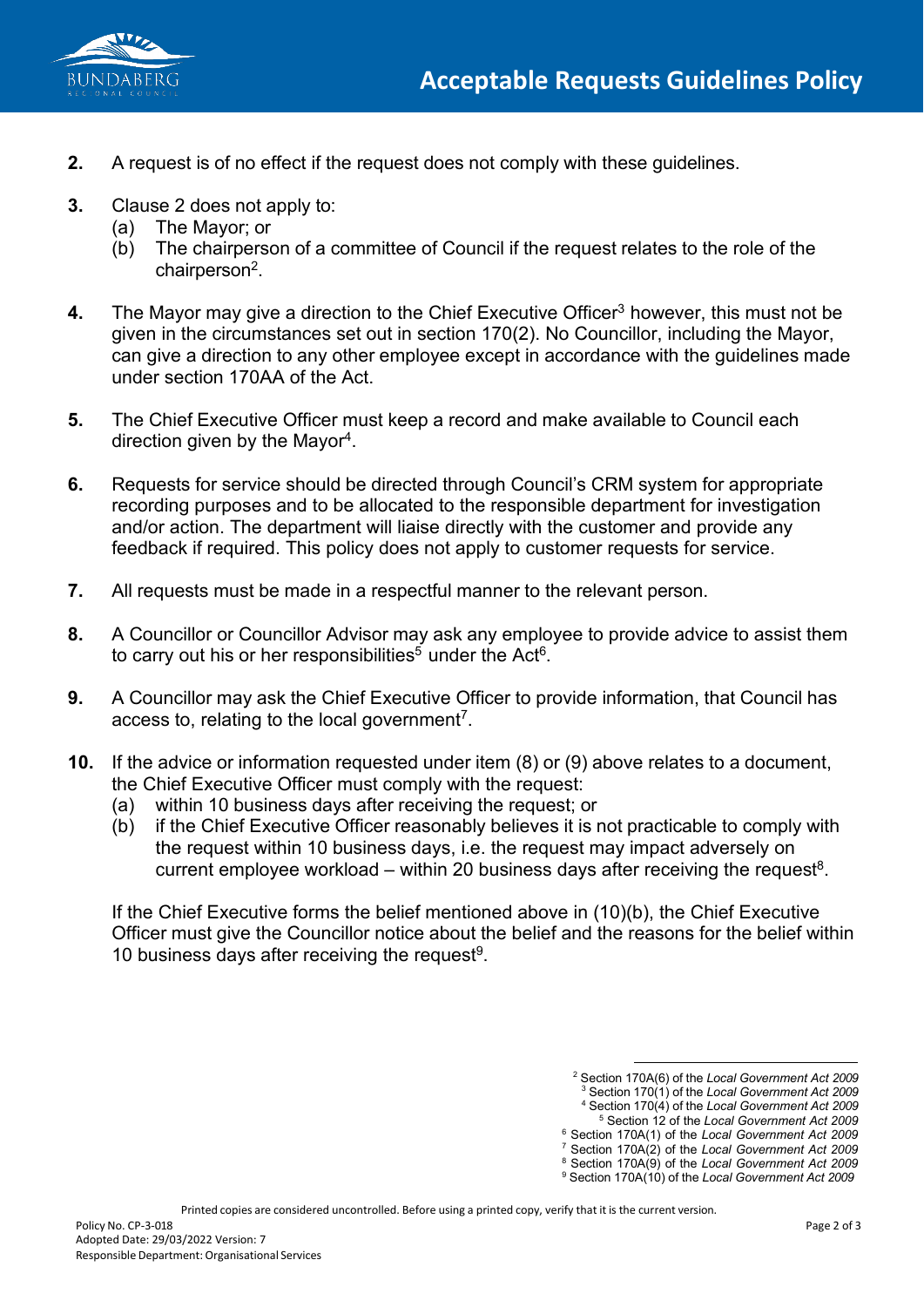2. A request is of no effect if the request does not comply with these guidelines.

3. Clause 2 does not apply to:
   (a) The Mayor; or
   (b) The chairperson of a committee of Council if the request relates to the role of the chairperson[2].

4. The Mayor may give a direction to the Chief Executive Officer[3] however, this must not be given in the circumstances set out in section 170(2). No Councillor, including the Mayor, can give a direction to any other employee except in accordance with the guidelines made under section 170AA of the Act.

5. The Chief Executive Officer must keep a record and make available to Council each direction given by the Mayor[4].

6. Requests for service should be directed through Council's CRM system for appropriate recording purposes and to be allocated to the responsible department for investigation and/or action. The department will liaise directly with the customer and provide any feedback if required. This policy does not apply to customer requests for service.

7. All requests must be made in a respectful manner to the relevant person.

8. A Councillor or Councillor Advisor may ask any employee to provide advice to assist them to carry out his or her responsibilities[5] under the Act[6].

9. A Councillor may ask the Chief Executive Officer to provide information, that Council has access to, relating to the local government[7].

10. If the advice or information requested under item (8) or (9) above relates to a document, the Chief Executive Officer must comply with the request:
    (a) within 10 business days after receiving the request; or
    (b) if the Chief Executive Officer reasonably believes it is not practicable to comply with the request within 10 business days, i.e. the request may impact adversely on current employee workload – within 20 business days after receiving the request[8].

    If the Chief Executive forms the belief mentioned above in (10)(b), the Chief Executive Officer must give the Councillor notice about the belief and the reasons for the belief within 10 business days after receiving the request[9].

---

[2] Section 170A(6) of the *Local Government Act 2009*
[3] Section 170(1) of the *Local Government Act 2009*
[4] Section 170(4) of the *Local Government Act 2009*
[5] Section 12 of the *Local Government Act 2009*
[6] Section 170A(1) of the *Local Government Act 2009*
[7] Section 170A(2) of the *Local Government Act 2009*
[8] Section 170A(9) of the *Local Government Act 2009*
[9] Section 170A(10) of the *Local Government Act 2009*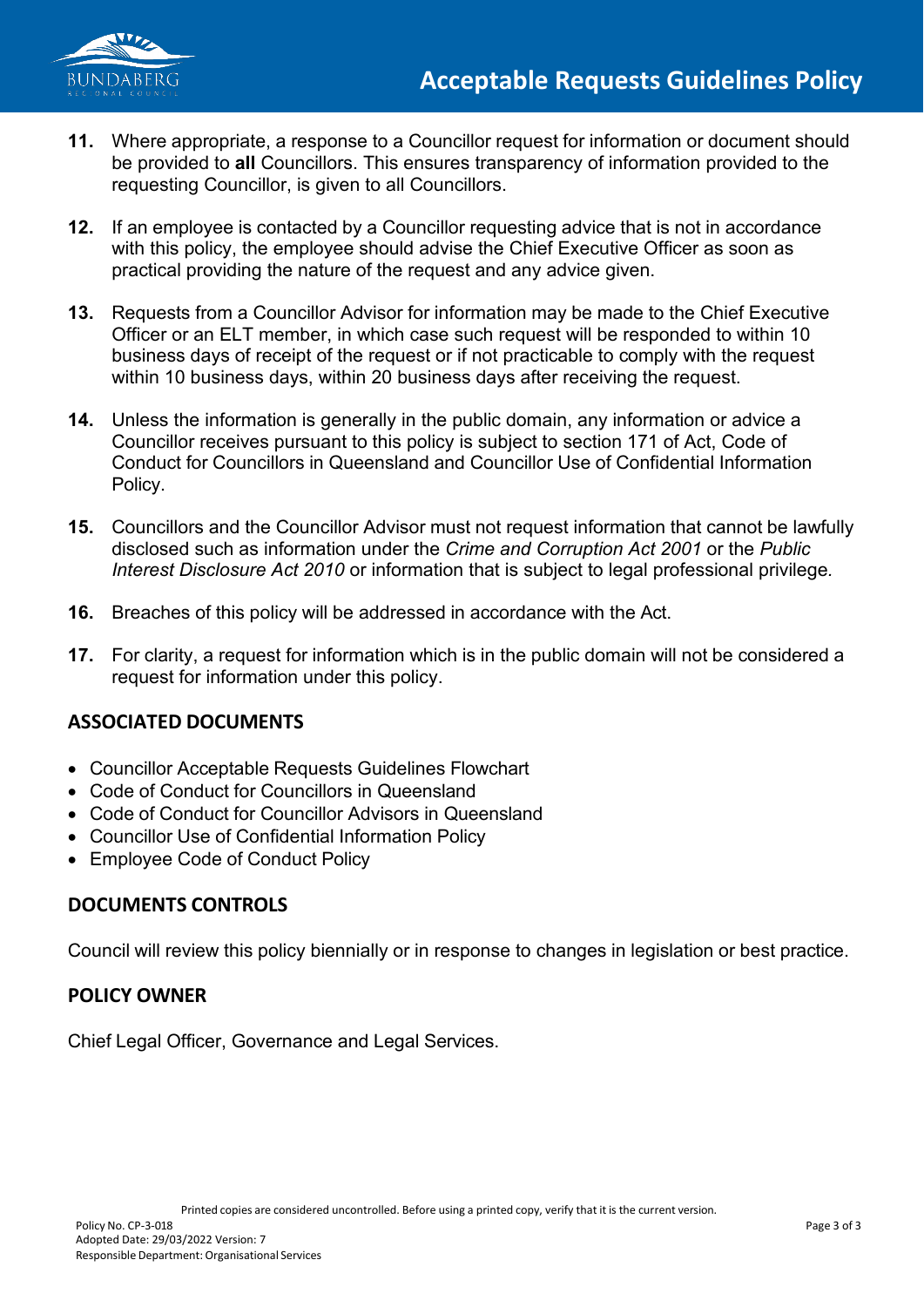**11.** Where appropriate, a response to a Councillor request for information or document should be provided to **all** Councillors. This ensures transparency of information provided to the requesting Councillor, is given to all Councillors.

**12.** If an employee is contacted by a Councillor requesting advice that is not in accordance with this policy, the employee should advise the Chief Executive Officer as soon as practical providing the nature of the request and any advice given.

**13.** Requests from a Councillor Advisor for information may be made to the Chief Executive Officer or an ELT member, in which case such request will be responded to within 10 business days of receipt of the request or if not practicable to comply with the request within 10 business days, within 20 business days after receiving the request.

**14.** Unless the information is generally in the public domain, any information or advice a Councillor receives pursuant to this policy is subject to section 171 of Act, Code of Conduct for Councillors in Queensland and Councillor Use of Confidential Information Policy.

**15.** Councillors and the Councillor Advisor must not request information that cannot be lawfully disclosed such as information under the *Crime and Corruption Act 2001* or the *Public Interest Disclosure Act 2010* or information that is subject to legal professional privilege.

**16.** Breaches of this policy will be addressed in accordance with the Act.

**17.** For clarity, a request for information which is in the public domain will not be considered a request for information under this policy.

## ASSOCIATED DOCUMENTS

- Councillor Acceptable Requests Guidelines Flowchart
- Code of Conduct for Councillors in Queensland
- Code of Conduct for Councillor Advisors in Queensland
- Councillor Use of Confidential Information Policy
- Employee Code of Conduct Policy

## DOCUMENTS CONTROLS

Council will review this policy biennially or in response to changes in legislation or best practice.

## POLICY OWNER

Chief Legal Officer, Governance and Legal Services.